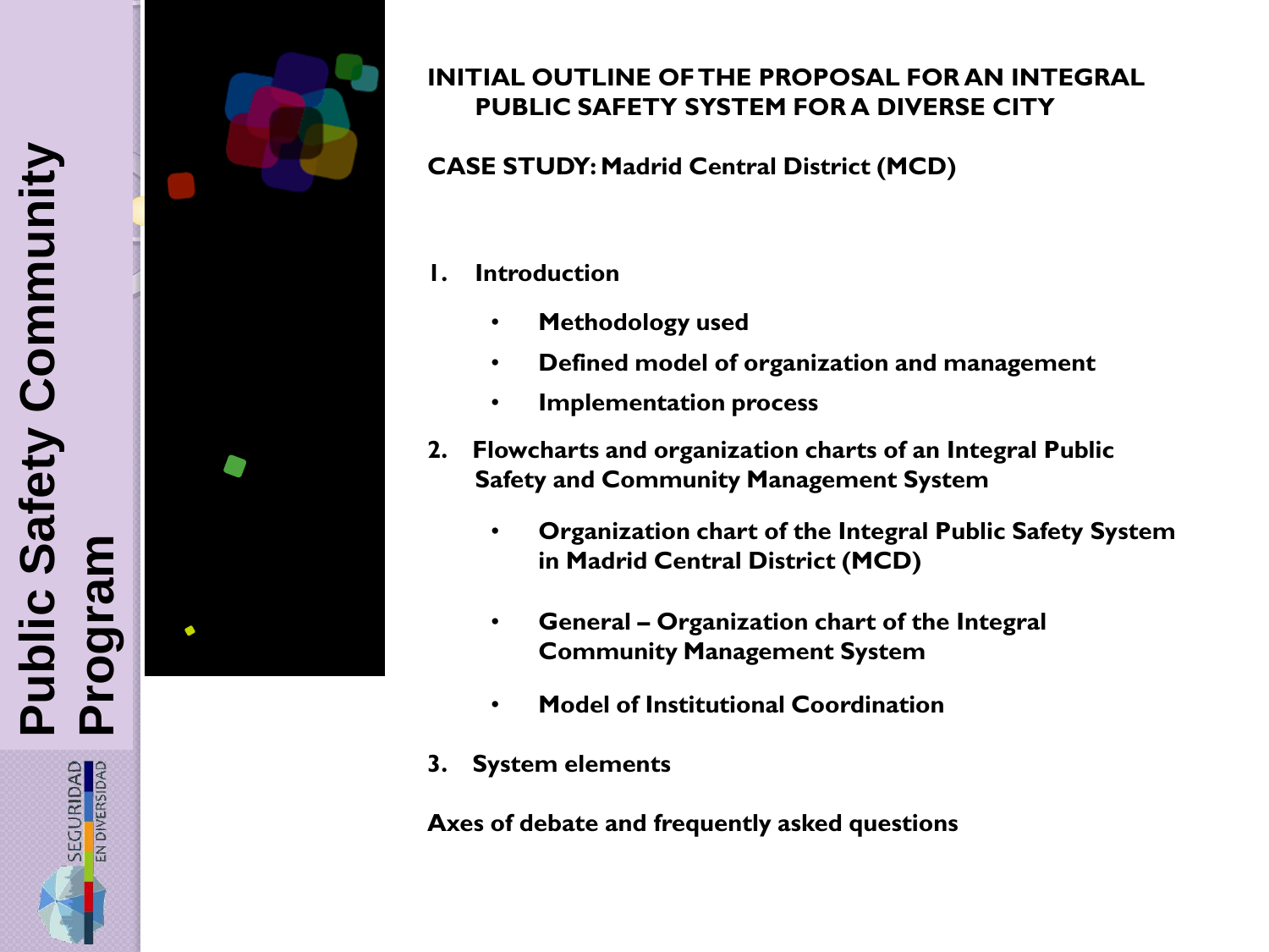# INITIAL OUTLINE OF THE PROPOSAL FOR AN INTEGRAL PUBLIC SAFETY SYSTEM FOR A DIVERSE CITY

## CASE STUDY: Madrid Central District (MCD)

1. **Introduction**
   - **Methodology used**
   - **Defined model of organization and management**
   - **Implementation process**
2. **Flowcharts and organization charts of an Integral Public Safety and Community Management System**
   - **Organization chart of the Integral Public Safety System in Madrid Central District (MCD)**
   - **General – Organization chart of the Integral Community Management System**
   - **Model of Institutional Coordination**
3. **System elements**

**Axes of debate and frequently asked questions**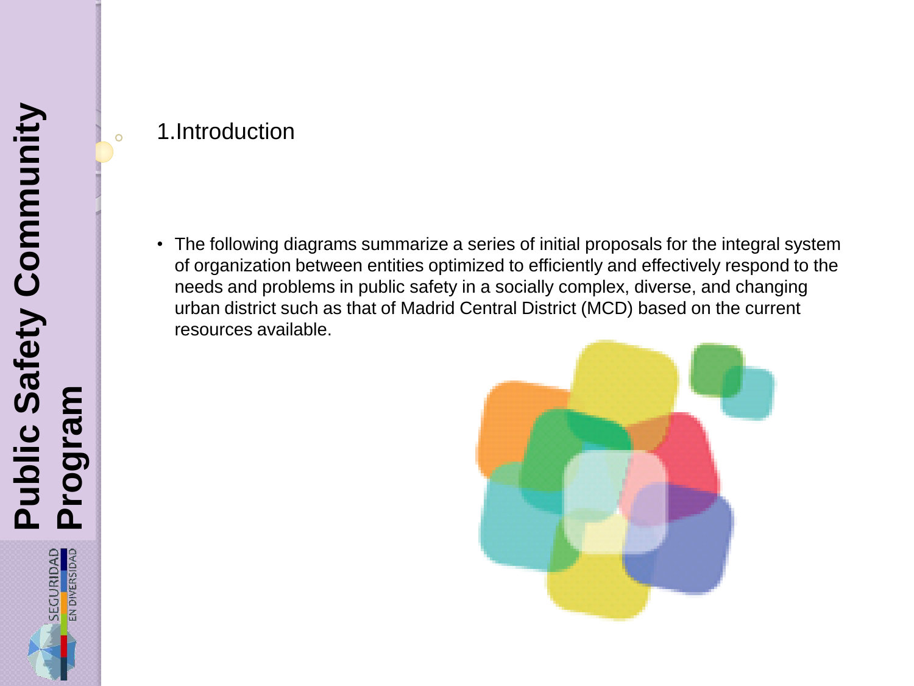## 1.Introduction

- The following diagrams summarize a series of initial proposals for the integral system of organization between entities optimized to efficiently and effectively respond to the needs and problems in public safety in a socially complex, diverse, and changing urban district such as that of Madrid Central District (MCD) based on the current resources available.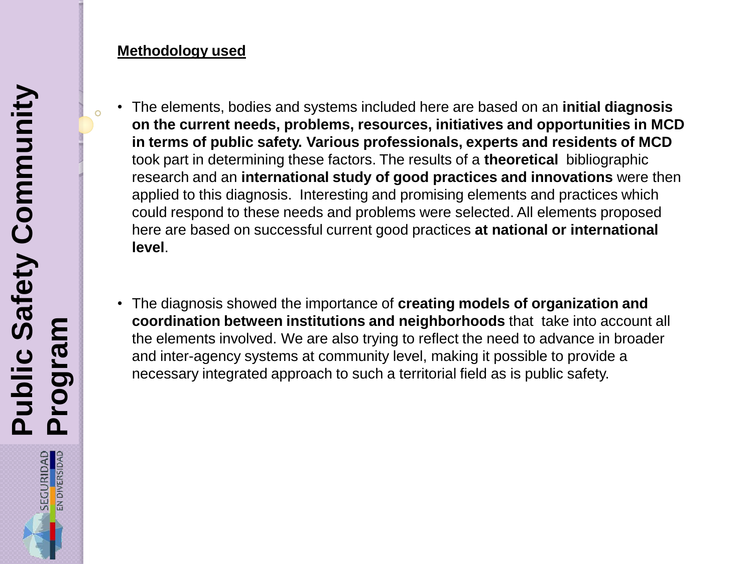**Methodology used**

- The elements, bodies and systems included here are based on an **initial diagnosis on the current needs, problems, resources, initiatives and opportunities in MCD in terms of public safety. Various professionals, experts and residents of MCD** took part in determining these factors. The results of a **theoretical** bibliographic research and an **international study of good practices and innovations** were then applied to this diagnosis. Interesting and promising elements and practices which could respond to these needs and problems were selected. All elements proposed here are based on successful current good practices **at national or international level**.

- The diagnosis showed the importance of **creating models of organization and coordination between institutions and neighborhoods** that take into account all the elements involved. We are also trying to reflect the need to advance in broader and inter-agency systems at community level, making it possible to provide a necessary integrated approach to such a territorial field as is public safety.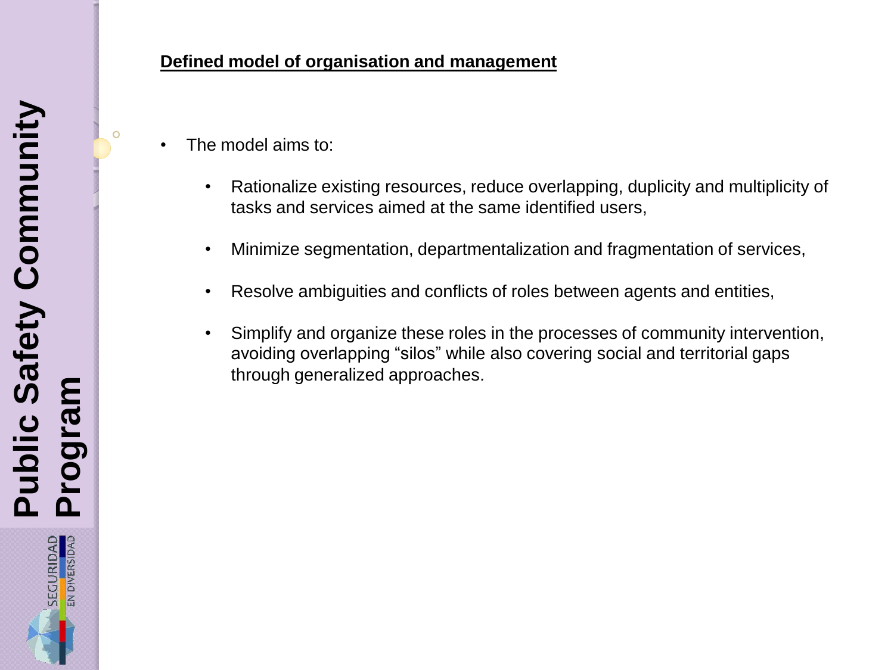**Defined model of organisation and management**

- The model aims to:
  - Rationalize existing resources, reduce overlapping, duplicity and multiplicity of tasks and services aimed at the same identified users,
  - Minimize segmentation, departmentalization and fragmentation of services,
  - Resolve ambiguities and conflicts of roles between agents and entities,
  - Simplify and organize these roles in the processes of community intervention, avoiding overlapping "silos" while also covering social and territorial gaps through generalized approaches.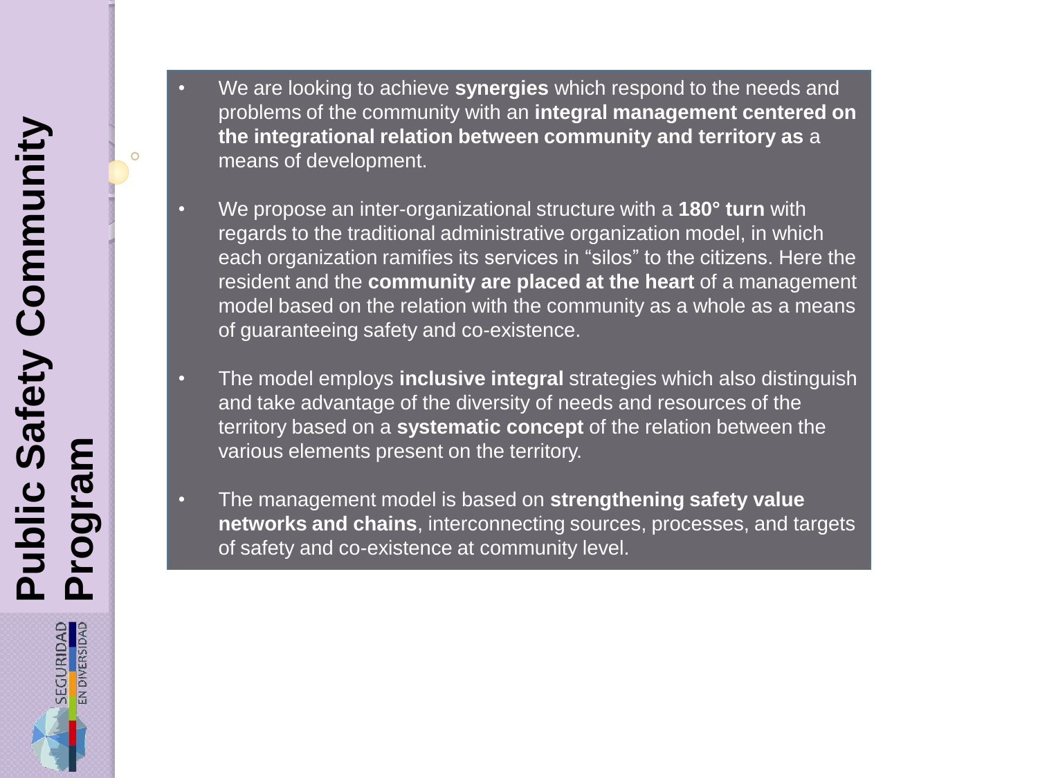# Public Safety Community Program

- We are looking to achieve **synergies** which respond to the needs and problems of the community with an **integral management centered on the integrational relation between community and territory as** a means of development.

- We propose an inter-organizational structure with a **180° turn** with regards to the traditional administrative organization model, in which each organization ramifies its services in "silos" to the citizens. Here the resident and the **community are placed at the heart** of a management model based on the relation with the community as a whole as a means of guaranteeing safety and co-existence.

- The model employs **inclusive integral** strategies which also distinguish and take advantage of the diversity of needs and resources of the territory based on a **systematic concept** of the relation between the various elements present on the territory.

- The management model is based on **strengthening safety value networks and chains**, interconnecting sources, processes, and targets of safety and co-existence at community level.

SEGURIDAD EN DIVERSIDAD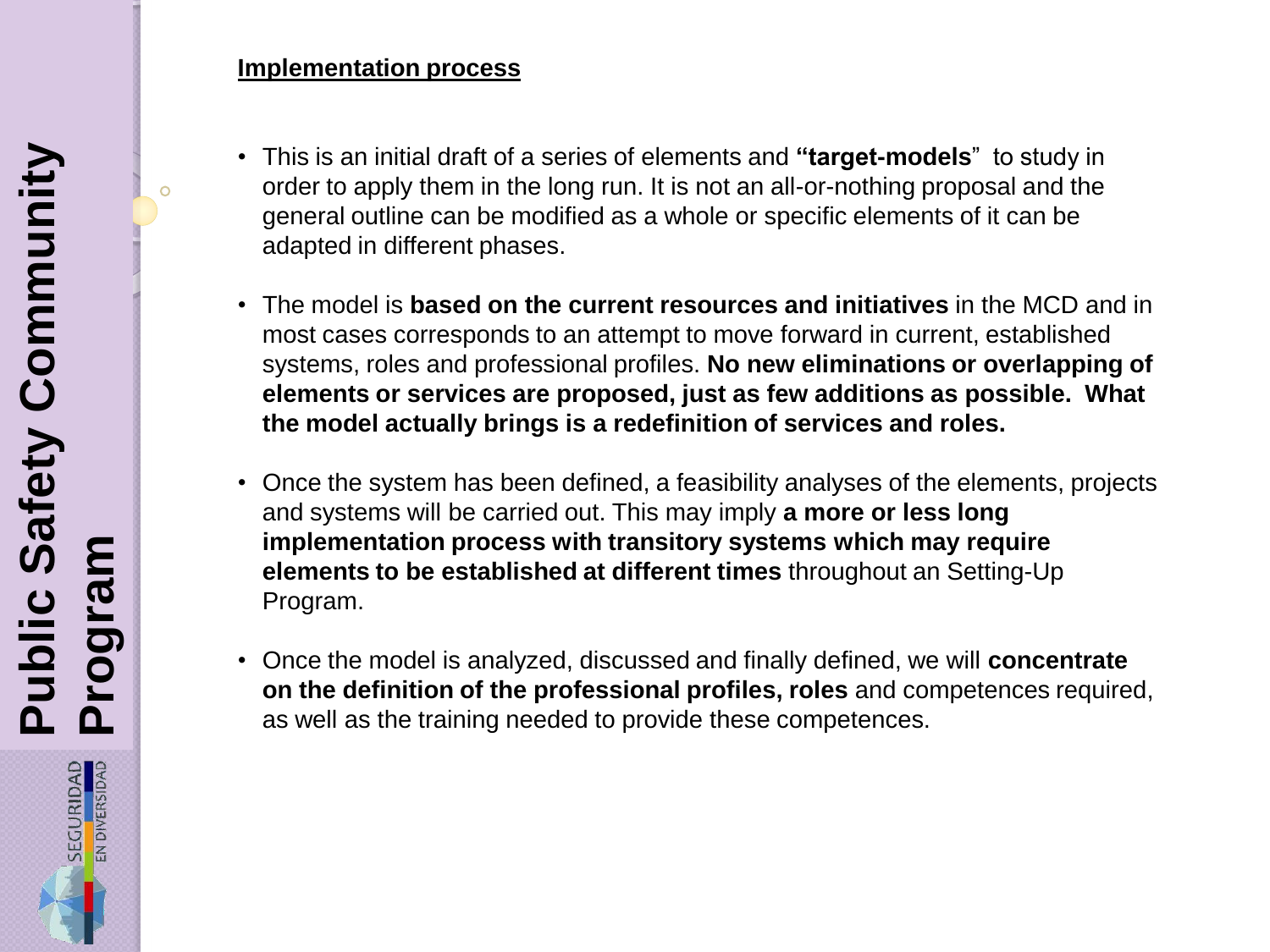**Implementation process**

- This is an initial draft of a series of elements and **"target-models**" to study in order to apply them in the long run. It is not an all-or-nothing proposal and the general outline can be modified as a whole or specific elements of it can be adapted in different phases.

- The model is **based on the current resources and initiatives** in the MCD and in most cases corresponds to an attempt to move forward in current, established systems, roles and professional profiles. **No new eliminations or overlapping of elements or services are proposed, just as few additions as possible. What the model actually brings is a redefinition of services and roles.**

- Once the system has been defined, a feasibility analyses of the elements, projects and systems will be carried out. This may imply **a more or less long implementation process with transitory systems which may require elements to be established at different times** throughout an Setting-Up Program.

- Once the model is analyzed, discussed and finally defined, we will **concentrate on the definition of the professional profiles, roles** and competences required, as well as the training needed to provide these competences.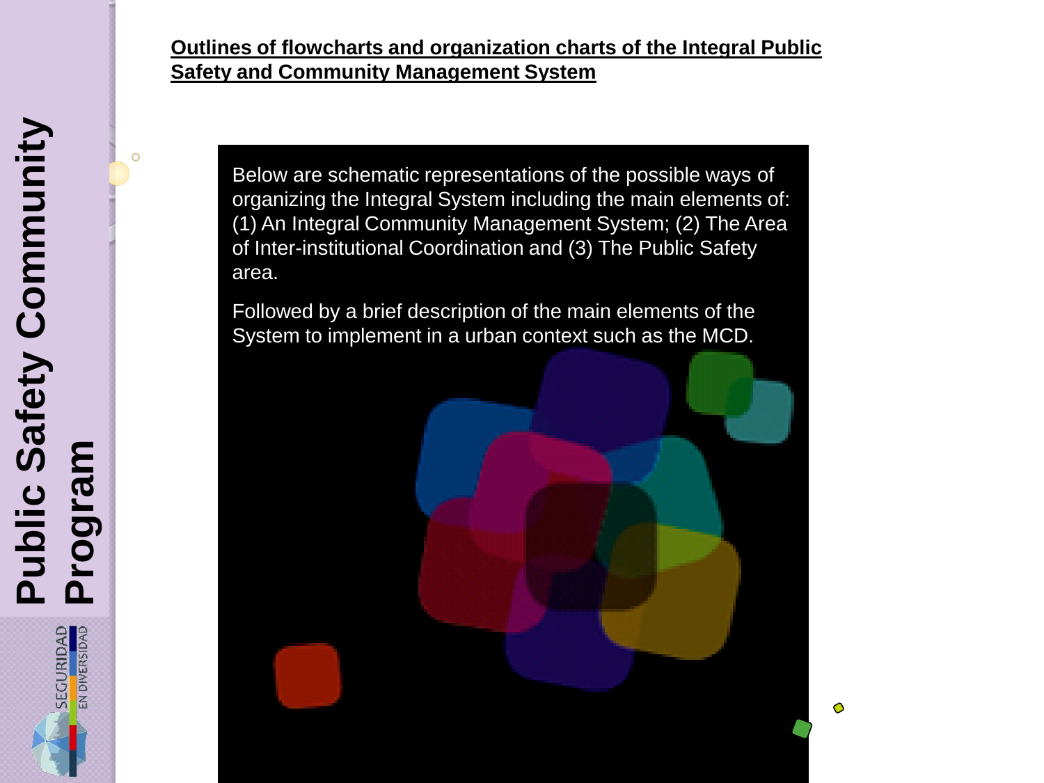## Outlines of flowcharts and organization charts of the Integral Public Safety and Community Management System

Below are schematic representations of the possible ways of organizing the Integral System including the main elements of: (1) An Integral Community Management System; (2) The Area of Inter-institutional Coordination and (3) The Public Safety area.

Followed by a brief description of the main elements of the System to implement in a urban context such as the MCD.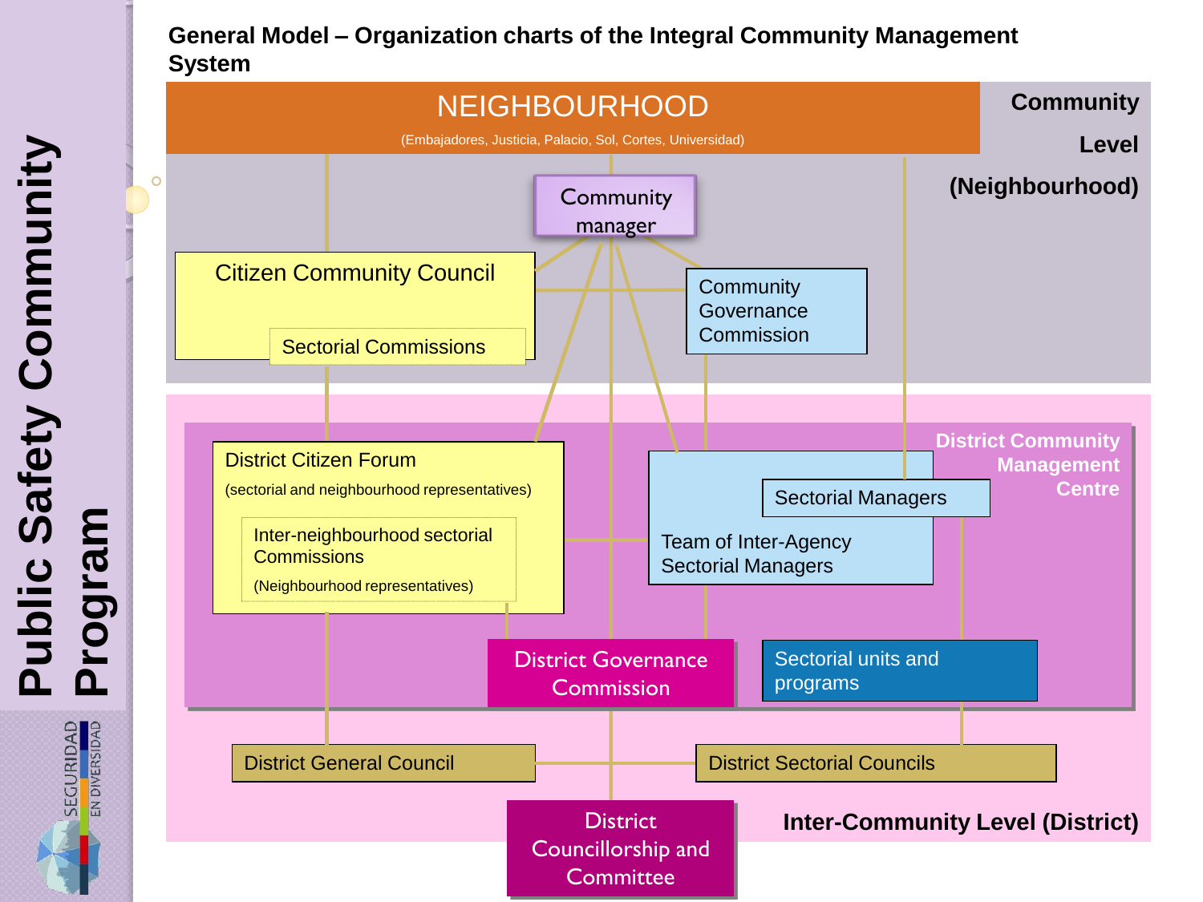# General Model – Organization charts of the Integral Community Management System

**Public Safety Community Program**

SEGURIDAD EN DIVERSIDAD

## Community Level (Neighbourhood)

**NEIGHBOURHOOD**
(Embajadores, Justicia, Palacio, Sol, Cortes, Universidad)

- Community manager
- Citizen Community Council
  - Sectorial Commissions
- Community Governance Commission

## Inter-Community Level (District)

**District Community Management Centre**

- District Citizen Forum
  (sectorial and neighbourhood representatives)
  - Inter-neighbourhood sectorial Commissions
    (Neighbourhood representatives)
- Team of Inter-Agency Sectorial Managers
  - Sectorial Managers
- District Governance Commission
- Sectorial units and programs
- District General Council
- District Sectorial Councils
- District Councillorship and Committee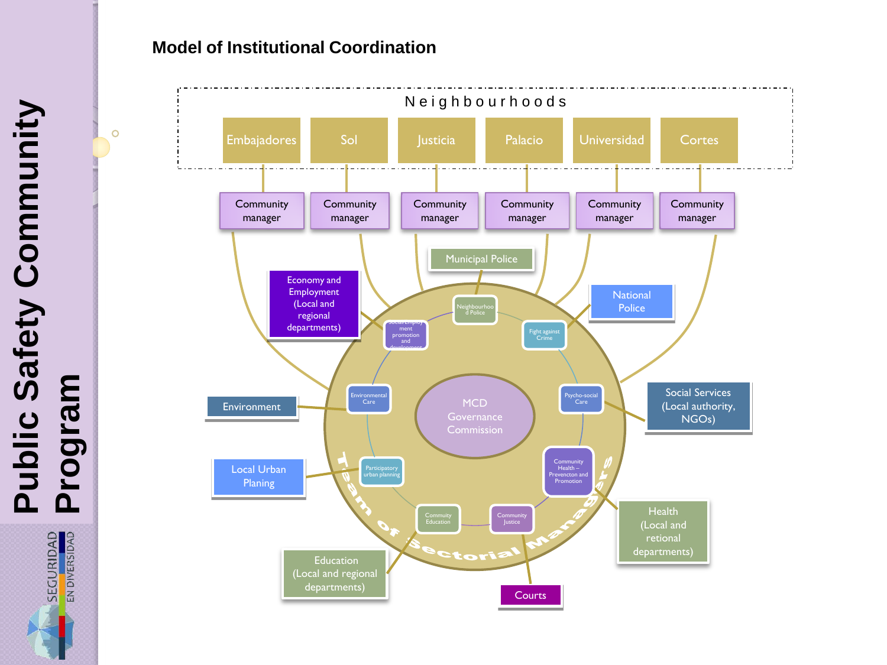# Public Safety Community Program

## Model of Institutional Coordination

Neighbourhoods

Embajadores | Sol | Justicia | Palacio | Universidad | Cortes

Community manager | Community manager | Community manager | Community manager | Community manager | Community manager

Municipal Police

Economy and Employment (Local and regional departments)

National Police

Environment

Social Services (Local authority, NGOs)

Local Urban Planing

Health (Local and retional departments)

Education (Local and regional departments)

Courts

MCD Governance Commission

Team of Sectorial Managers

- Neighbourhood Police
- Fight against Crime
- Psycho-social Care
- Community Health – Prevencton and Promotion
- Community Justice
- Commyity Education
- Participatory urban planning
- Environmental Care
- Social employment promotion and development

SEGURIDAD EN DIVERSIDAD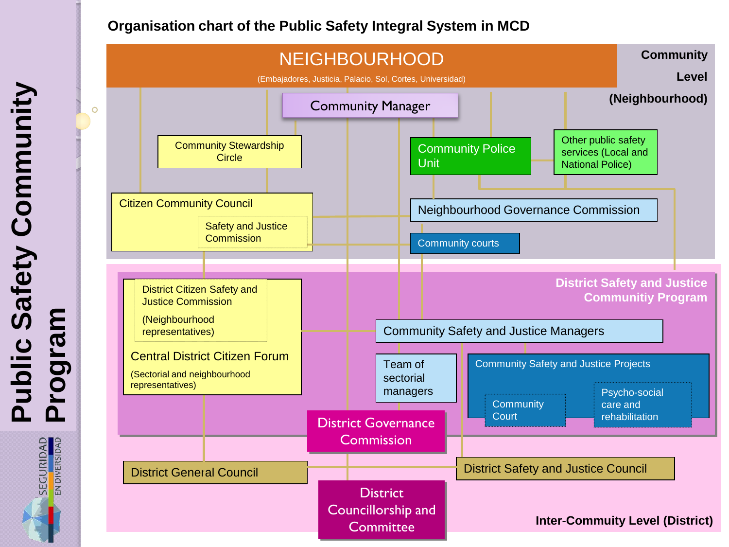# Organisation chart of the Public Safety Integral System in MCD

**Public Safety Community Program**

SEGURIDAD EN DIVERSIDAD

## NEIGHBOURHOOD

(Embajadores, Justicia, Palacio, Sol, Cortes, Universidad)

**Community Level (Neighbourhood)**

- Community Manager
- Community Stewardship Circle
- Community Police Unit
- Other public safety services (Local and National Police)
- Citizen Community Council
  - Safety and Justice Commission
- Neighbourhood Governance Commission
- Community courts

**District Safety and Justice Communitiy Program**

- District Citizen Safety and Justice Commission (Neighbourhood representatives)
- Central District Citizen Forum (Sectorial and neighbourhood representatives)
- Community Safety and Justice Managers
- Team of sectorial managers
- Community Safety and Justice Projects
  - Community Court
  - Psycho-social care and rehabilitation
- District Governance Commission
- District General Council
- District Safety and Justice Council
- District Councillorship and Committee

**Inter-Commuity Level (District)**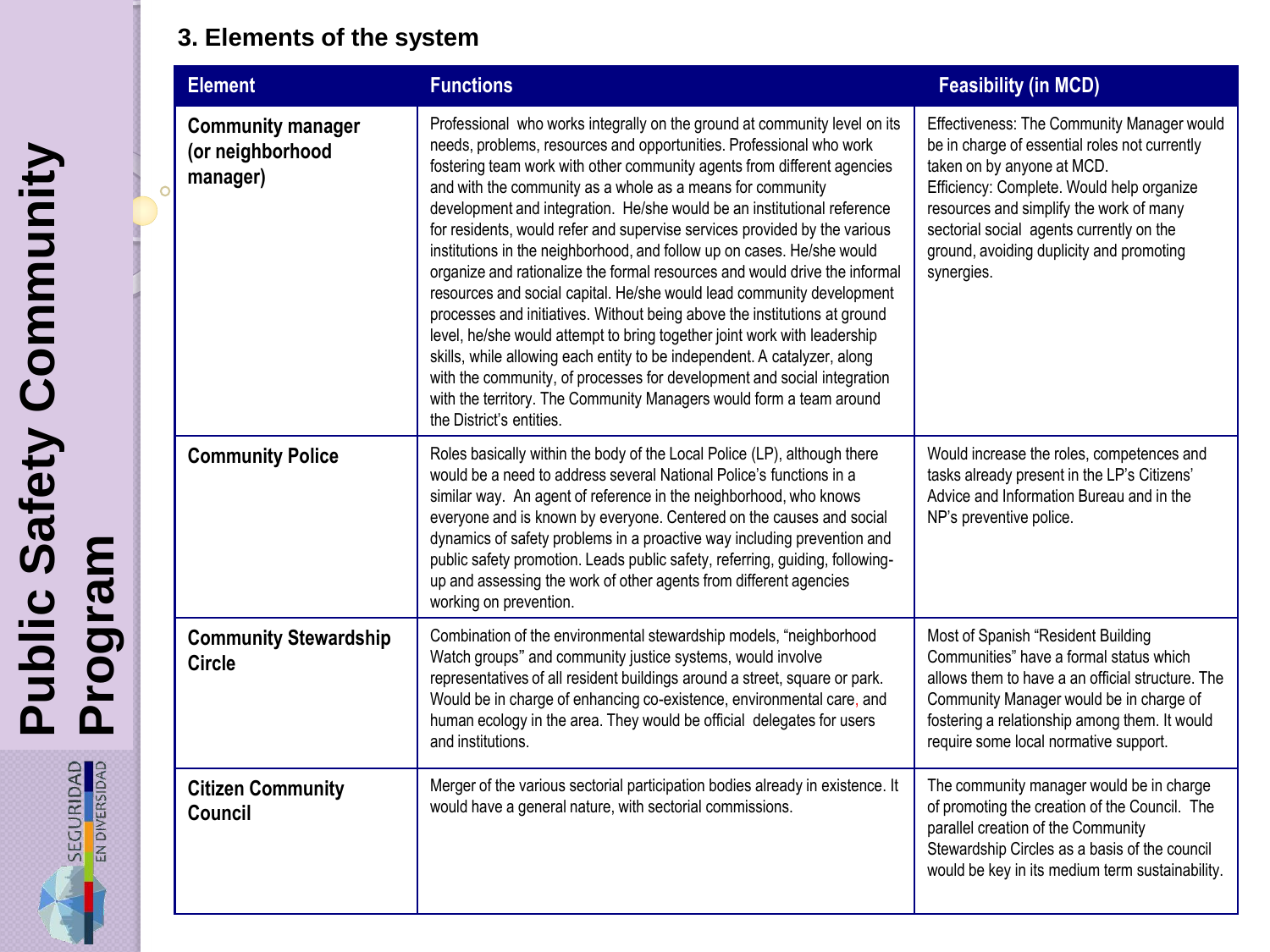## 3. Elements of the system

| Element | Functions | Feasibility (in MCD) |
|---|---|---|
| **Community manager (or neighborhood manager)** | Professional who works integrally on the ground at community level on its needs, problems, resources and opportunities. Professional who work fostering team work with other community agents from different agencies and with the community as a whole as a means for community development and integration. He/she would be an institutional reference for residents, would refer and supervise services provided by the various institutions in the neighborhood, and follow up on cases. He/she would organize and rationalize the formal resources and would drive the informal resources and social capital. He/she would lead community development processes and initiatives. Without being above the institutions at ground level, he/she would attempt to bring together joint work with leadership skills, while allowing each entity to be independent. A catalyzer, along with the community, of processes for development and social integration with the territory. The Community Managers would form a team around the District's entities. | Effectiveness: The Community Manager would be in charge of essential roles not currently taken on by anyone at MCD. Efficiency: Complete. Would help organize resources and simplify the work of many sectorial social agents currently on the ground, avoiding duplicity and promoting synergies. |
| **Community Police** | Roles basically within the body of the Local Police (LP), although there would be a need to address several National Police's functions in a similar way. An agent of reference in the neighborhood, who knows everyone and is known by everyone. Centered on the causes and social dynamics of safety problems in a proactive way including prevention and public safety promotion. Leads public safety, referring, guiding, following-up and assessing the work of other agents from different agencies working on prevention. | Would increase the roles, competences and tasks already present in the LP's Citizens' Advice and Information Bureau and in the NP's preventive police. |
| **Community Stewardship Circle** | Combination of the environmental stewardship models, "neighborhood Watch groups" and community justice systems, would involve representatives of all resident buildings around a street, square or park. Would be in charge of enhancing co-existence, environmental care, and human ecology in the area. They would be official delegates for users and institutions. | Most of Spanish "Resident Building Communities" have a formal status which allows them to have a an official structure. The Community Manager would be in charge of fostering a relationship among them. It would require some local normative support. |
| **Citizen Community Council** | Merger of the various sectorial participation bodies already in existence. It would have a general nature, with sectorial commissions. | The community manager would be in charge of promoting the creation of the Council. The parallel creation of the Community Stewardship Circles as a basis of the council would be key in its medium term sustainability. |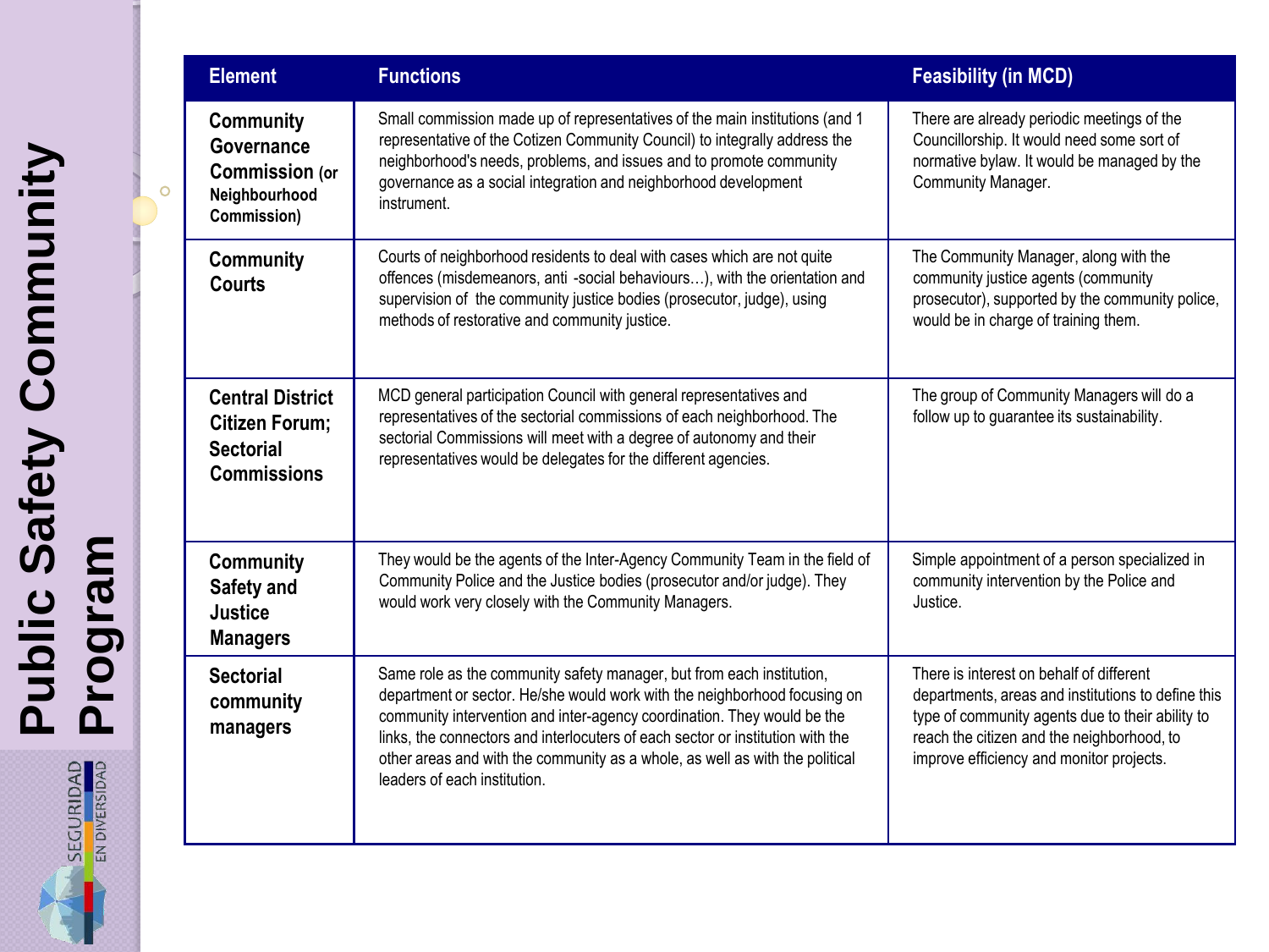# Public Safety Community Program

| Element | Functions | Feasibility (in MCD) |
|---|---|---|
| **Community Governance Commission (or Neighbourhood Commission)** | Small commission made up of representatives of the main institutions (and 1 representative of the Cotizen Community Council) to integrally address the neighborhood's needs, problems, and issues and to promote community governance as a social integration and neighborhood development instrument. | There are already periodic meetings of the Councillorship. It would need some sort of normative bylaw. It would be managed by the Community Manager. |
| **Community Courts** | Courts of neighborhood residents to deal with cases which are not quite offences (misdemeanors, anti -social behaviours…), with the orientation and supervision of the community justice bodies (prosecutor, judge), using methods of restorative and community justice. | The Community Manager, along with the community justice agents (community prosecutor), supported by the community police, would be in charge of training them. |
| **Central District Citizen Forum; Sectorial Commissions** | MCD general participation Council with general representatives and representatives of the sectorial commissions of each neighborhood. The sectorial Commissions will meet with a degree of autonomy and their representatives would be delegates for the different agencies. | The group of Community Managers will do a follow up to guarantee its sustainability. |
| **Community Safety and Justice Managers** | They would be the agents of the Inter-Agency Community Team in the field of Community Police and the Justice bodies (prosecutor and/or judge). They would work very closely with the Community Managers. | Simple appointment of a person specialized in community intervention by the Police and Justice. |
| **Sectorial community managers** | Same role as the community safety manager, but from each institution, department or sector. He/she would work with the neighborhood focusing on community intervention and inter-agency coordination. They would be the links, the connectors and interlocuters of each sector or institution with the other areas and with the community as a whole, as well as with the political leaders of each institution. | There is interest on behalf of different departments, areas and institutions to define this type of community agents due to their ability to reach the citizen and the neighborhood, to improve efficiency and monitor projects. |

SEGURIDAD EN DIVERSIDAD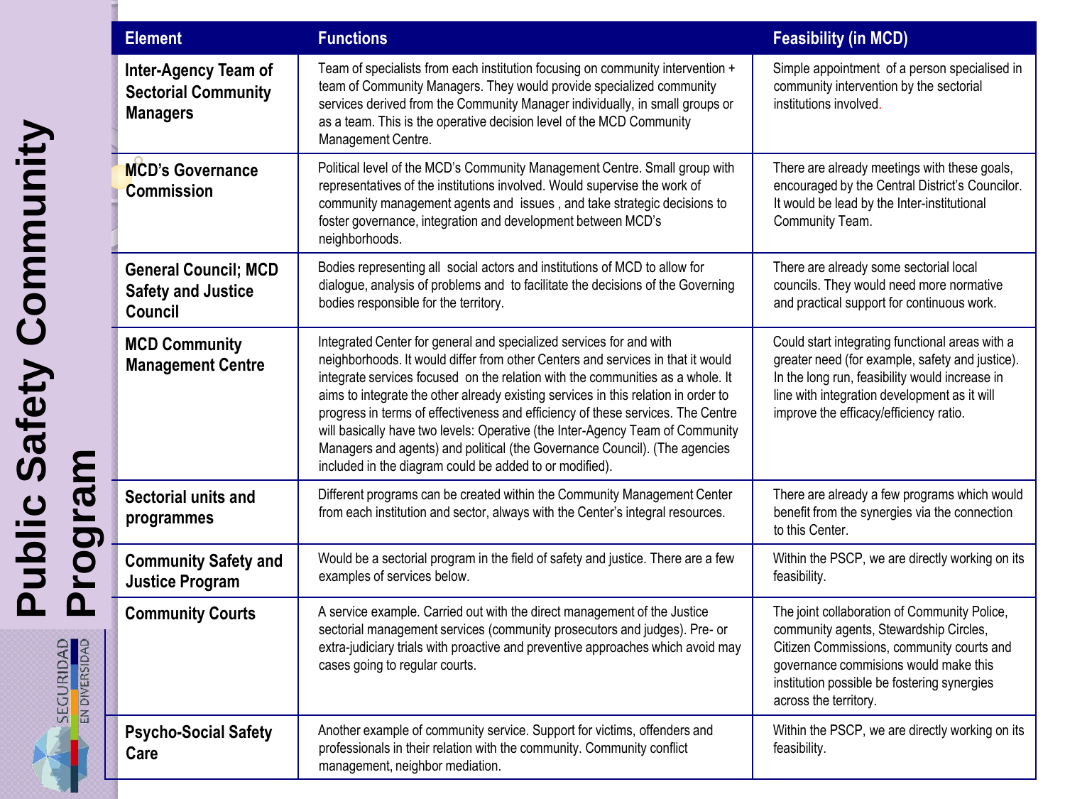# Public Safety Community Program

| Element | Functions | Feasibility (in MCD) |
|---|---|---|
| **Inter-Agency Team of Sectorial Community Managers** | Team of specialists from each institution focusing on community intervention + team of Community Managers. They would provide specialized community services derived from the Community Manager individually, in small groups or as a team. This is the operative decision level of the MCD Community Management Centre. | Simple appointment of a person specialised in community intervention by the sectorial institutions involved. |
| **MCD's Governance Commission** | Political level of the MCD's Community Management Centre. Small group with representatives of the institutions involved. Would supervise the work of community management agents and issues , and take strategic decisions to foster governance, integration and development between MCD's neighborhoods. | There are already meetings with these goals, encouraged by the Central District's Councilor. It would be lead by the Inter-institutional Community Team. |
| **General Council; MCD Safety and Justice Council** | Bodies representing all social actors and institutions of MCD to allow for dialogue, analysis of problems and to facilitate the decisions of the Governing bodies responsible for the territory. | There are already some sectorial local councils. They would need more normative and practical support for continuous work. |
| **MCD Community Management Centre** | Integrated Center for general and specialized services for and with neighborhoods. It would differ from other Centers and services in that it would integrate services focused on the relation with the communities as a whole. It aims to integrate the other already existing services in this relation in order to progress in terms of effectiveness and efficiency of these services. The Centre will basically have two levels: Operative (the Inter-Agency Team of Community Managers and agents) and political (the Governance Council). (The agencies included in the diagram could be added to or modified). | Could start integrating functional areas with a greater need (for example, safety and justice). In the long run, feasibility would increase in line with integration development as it will improve the efficacy/efficiency ratio. |
| **Sectorial units and programmes** | Different programs can be created within the Community Management Center from each institution and sector, always with the Center's integral resources. | There are already a few programs which would benefit from the synergies via the connection to this Center. |
| **Community Safety and Justice Program** | Would be a sectorial program in the field of safety and justice. There are a few examples of services below. | Within the PSCP, we are directly working on its feasibility. |
| **Community Courts** | A service example. Carried out with the direct management of the Justice sectorial management services (community prosecutors and judges). Pre- or extra-judiciary trials with proactive and preventive approaches which avoid may cases going to regular courts. | The joint collaboration of Community Police, community agents, Stewardship Circles, Citizen Commissions, community courts and governance commisions would make this institution possible be fostering synergies across the territory. |
| **Psycho-Social Safety Care** | Another example of community service. Support for victims, offenders and professionals in their relation with the community. Community conflict management, neighbor mediation. | Within the PSCP, we are directly working on its feasibility. |

SEGURIDAD EN DIVERSIDAD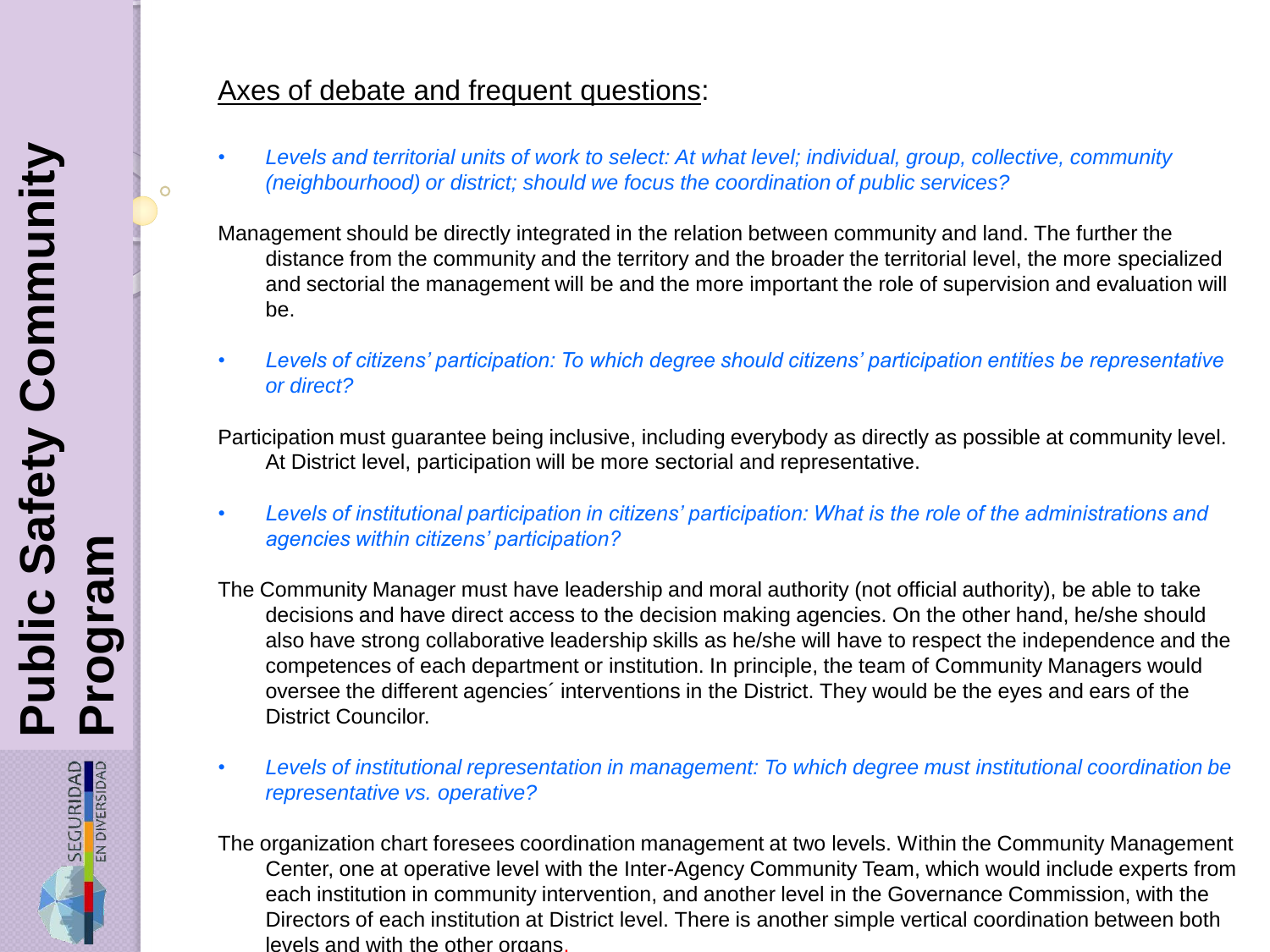## Axes of debate and frequent questions:

- *Levels and territorial units of work to select: At what level; individual, group, collective, community (neighbourhood) or district; should we focus the coordination of public services?*

Management should be directly integrated in the relation between community and land. The further the distance from the community and the territory and the broader the territorial level, the more specialized and sectorial the management will be and the more important the role of supervision and evaluation will be.

- *Levels of citizens' participation: To which degree should citizens' participation entities be representative or direct?*

Participation must guarantee being inclusive, including everybody as directly as possible at community level. At District level, participation will be more sectorial and representative.

- *Levels of institutional participation in citizens' participation: What is the role of the administrations and agencies within citizens' participation?*

The Community Manager must have leadership and moral authority (not official authority), be able to take decisions and have direct access to the decision making agencies. On the other hand, he/she should also have strong collaborative leadership skills as he/she will have to respect the independence and the competences of each department or institution. In principle, the team of Community Managers would oversee the different agencies´ interventions in the District. They would be the eyes and ears of the District Councilor.

- *Levels of institutional representation in management: To which degree must institutional coordination be representative vs. operative?*

The organization chart foresees coordination management at two levels. Within the Community Management Center, one at operative level with the Inter-Agency Community Team, which would include experts from each institution in community intervention, and another level in the Governance Commission, with the Directors of each institution at District level. There is another simple vertical coordination between both levels and with the other organs.